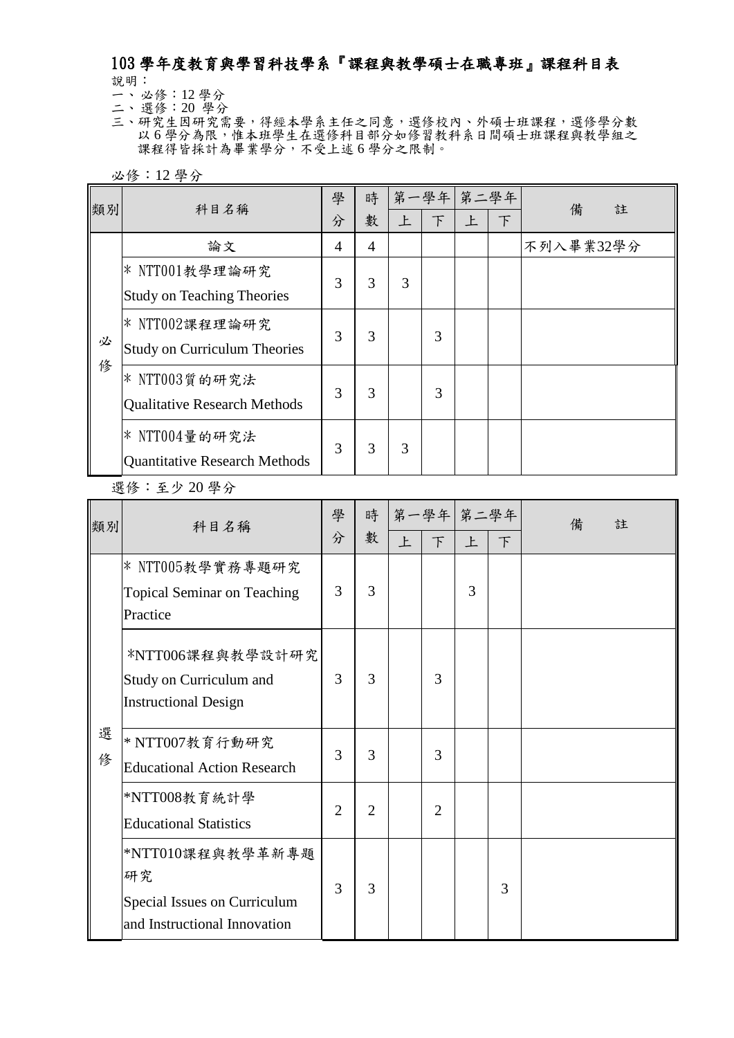# 103 學年度教育與學習科技學系『課程與教學碩士在職專班』課程科目表

說明：

一、必修：12 學分

二、選修：20 學分

三、研究生因研究需要，得經本學系主任之同意，選修校內、外碩士班課程，選修學分數以 6 學分為限，惟本班學生在選修科目部分如修習教科系日間碩士班課程與教學組之課程得皆採計為畢業學分，不受上述 6 學分之限制。

必修：12 學分

| 類別 | 科目名稱 | 學分 | 時數 | 第一學年 | | 第二學年 | | 備註 |
|---|---|---|---|---|---|---|---|---|
| | | | | 上 | 下 | 上 | 下 | |
| 必修 | 論文 | 4 | 4 | | | | | 不列入畢業32學分 |
| | * NTT001教學理論研究 Study on Teaching Theories | 3 | 3 | 3 | | | | |
| | * NTT002課程理論研究 Study on Curriculum Theories | 3 | 3 | | 3 | | | |
| | * NTT003質的研究法 Qualitative Research Methods | 3 | 3 | | 3 | | | |
| | * NTT004量的研究法 Quantitative Research Methods | 3 | 3 | 3 | | | | |

選修：至少 20 學分

| 類別 | 科目名稱 | 學分 | 時數 | 第一學年 | | 第二學年 | | 備註 |
|---|---|---|---|---|---|---|---|---|
| | | | | 上 | 下 | 上 | 下 | |
| 選修 | * NTT005教學實務專題研究 Topical Seminar on Teaching Practice | 3 | 3 | | | 3 | | |
| | *NTT006課程與教學設計研究 Study on Curriculum and Instructional Design | 3 | 3 | | 3 | | | |
| | * NTT007教育行動研究 Educational Action Research | 3 | 3 | | 3 | | | |
| | *NTT008教育統計學 Educational Statistics | 2 | 2 | | 2 | | | |
| | *NTT010課程與教學革新專題研究 Special Issues on Curriculum and Instructional Innovation | 3 | 3 | | | | 3 | |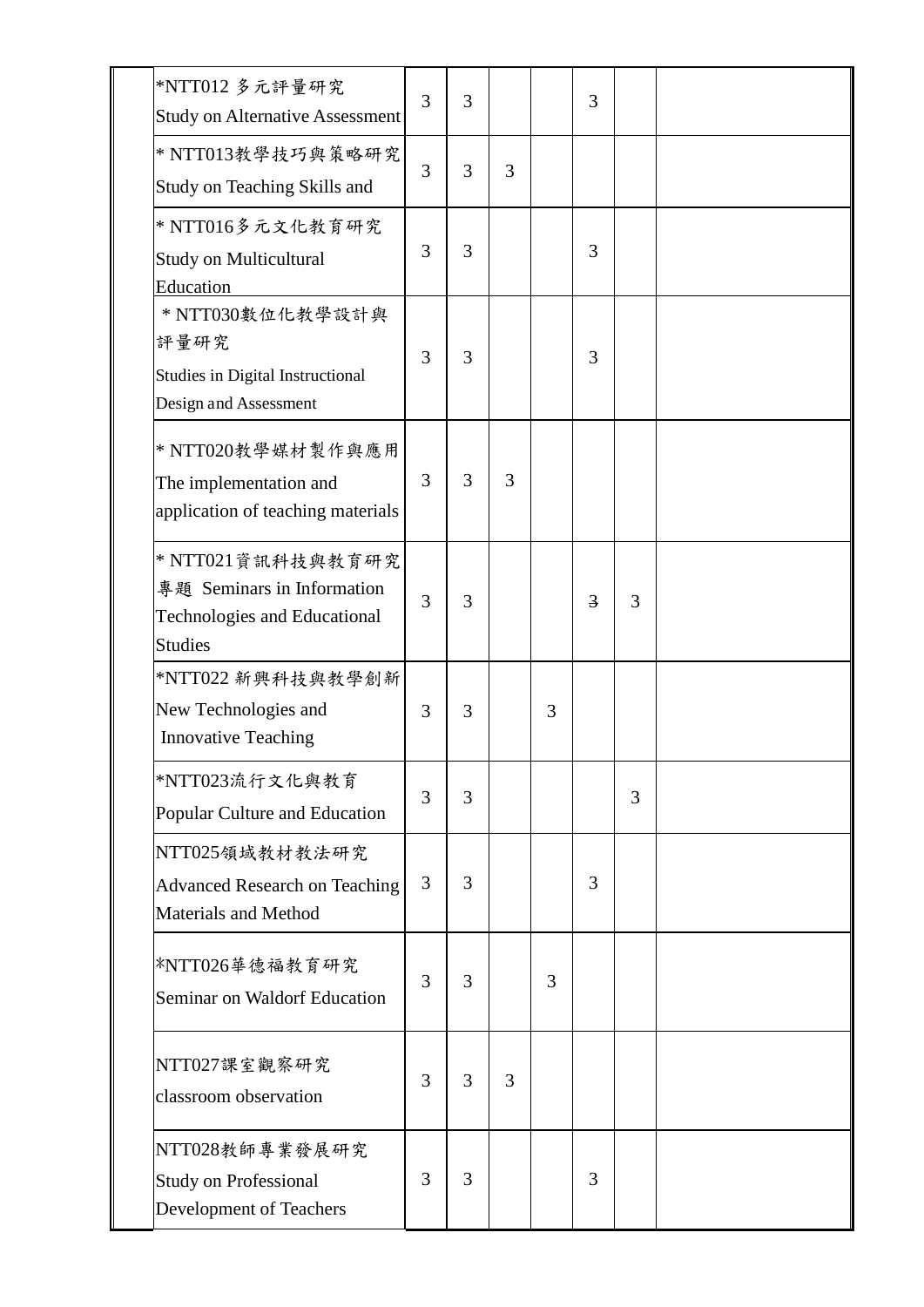| | | | | | | | | |
|---|---|---|---|---|---|---|---|---|
| | *NTT012 多元評量研究<br>Study on Alternative Assessment | 3 | 3 | | | 3 | | |
| | * NTT013教學技巧與策略研究<br>Study on Teaching Skills and | 3 | 3 | 3 | | | | |
| | * NTT016多元文化教育研究<br>Study on Multicultural Education | 3 | 3 | | | 3 | | |
| | * NTT030數位化教學設計與評量研究<br>Studies in Digital Instructional Design and Assessment | 3 | 3 | | | 3 | | |
| | * NTT020教學媒材製作與應用<br>The implementation and application of teaching materials | 3 | 3 | 3 | | | | |
| | * NTT021資訊科技與教育研究專題 Seminars in Information Technologies and Educational Studies | 3 | 3 | | | ~~3~~ | 3 | |
| | *NTT022 新興科技與教學創新<br>New Technologies and Innovative Teaching | 3 | 3 | | 3 | | | |
| | *NTT023流行文化與教育<br>Popular Culture and Education | 3 | 3 | | | | 3 | |
| | NTT025領域教材教法研究<br>Advanced Research on Teaching Materials and Method | 3 | 3 | | | 3 | | |
| | *NTT026華德福教育研究<br>Seminar on Waldorf Education | 3 | 3 | | 3 | | | |
| | NTT027課室觀察研究<br>classroom observation | 3 | 3 | 3 | | | | |
| | NTT028教師專業發展研究<br>Study on Professional Development of Teachers | 3 | 3 | | | 3 | | |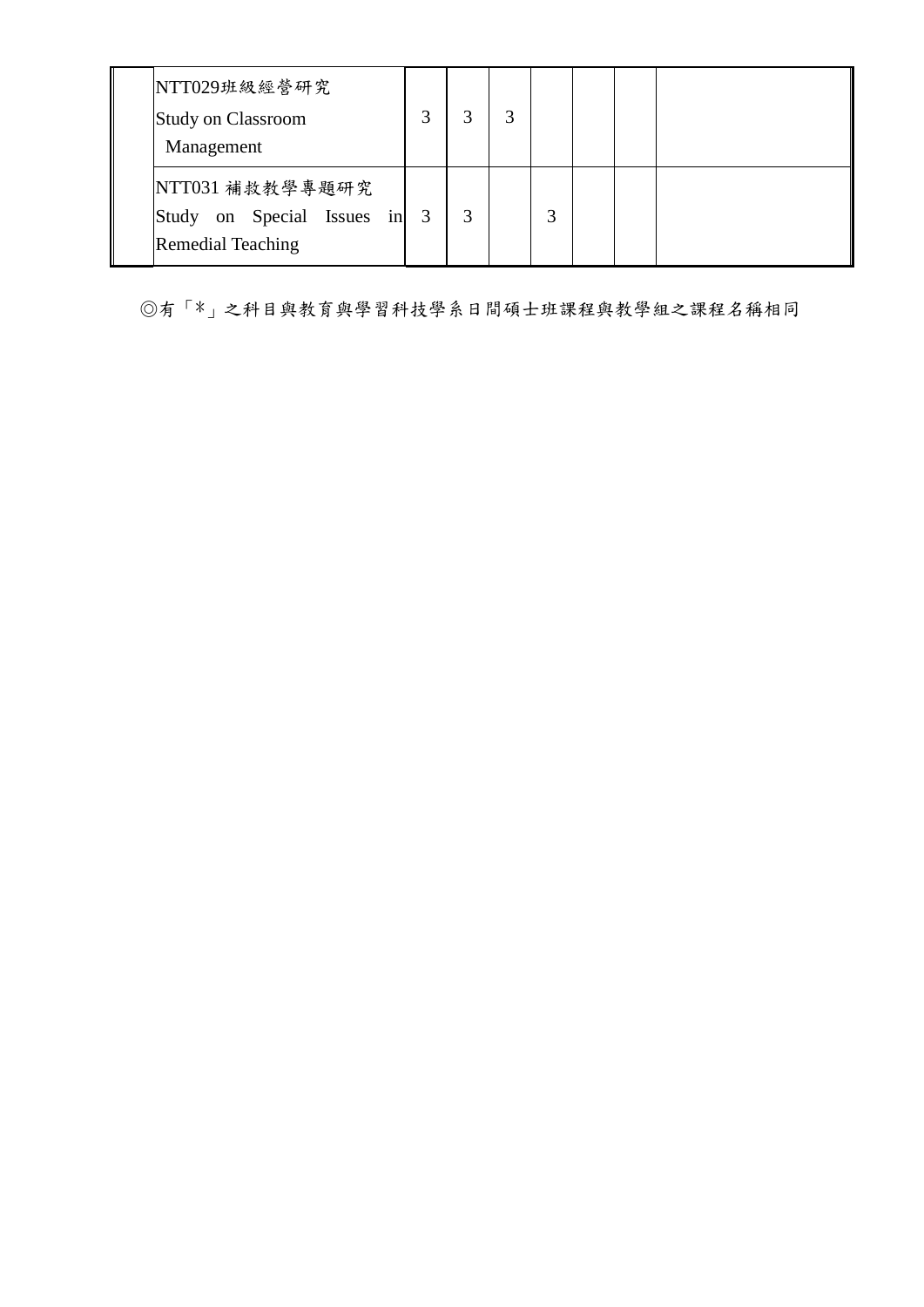| | | | | | | | |
|---|---|---|---|---|---|---|---|
| | NTT029班級經營研究<br>Study on Classroom Management | 3 | 3 | 3 | | | |
| | NTT031 補救教學專題研究<br>Study on Special Issues in Remedial Teaching | 3 | 3 | | 3 | | |

◎有「*」之科目與教育與學習科技學系日間碩士班課程與教學組之課程名稱相同